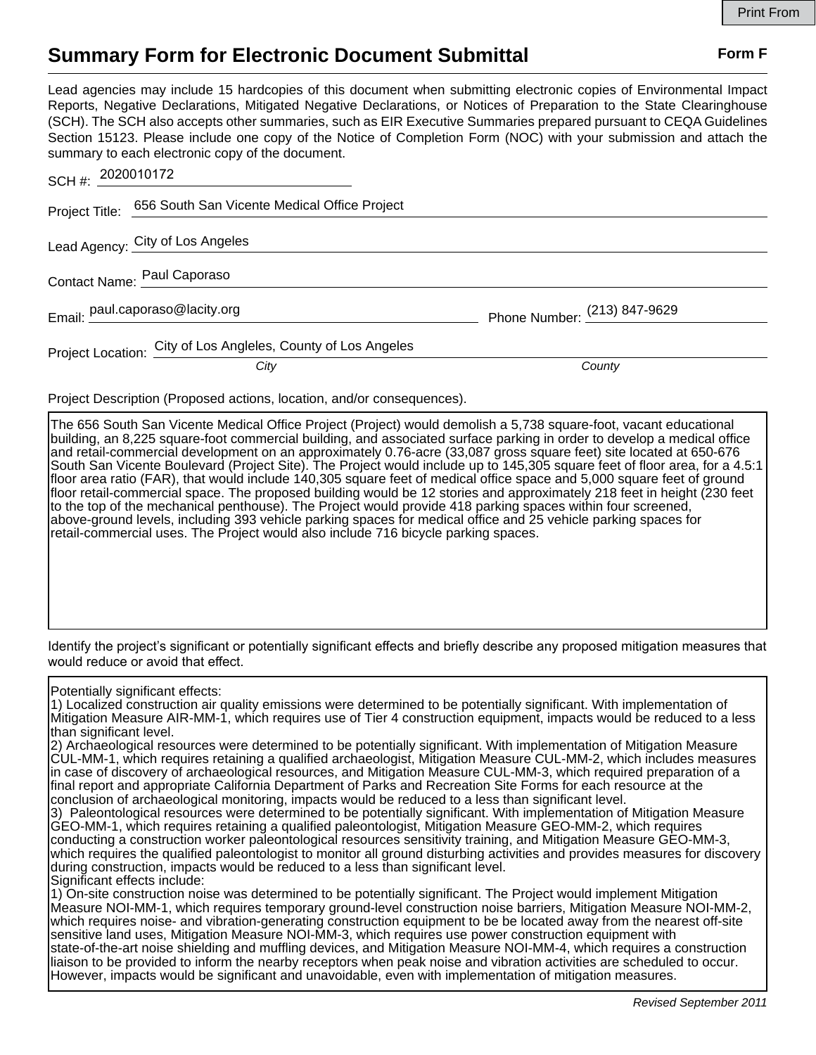Print From

# Summary Form for Electronic Document Submittal

**Form F**

Lead agencies may include 15 hardcopies of this document when submitting electronic copies of Environmental Impact Reports, Negative Declarations, Mitigated Negative Declarations, or Notices of Preparation to the State Clearinghouse (SCH). The SCH also accepts other summaries, such as EIR Executive Summaries prepared pursuant to CEQA Guidelines Section 15123. Please include one copy of the Notice of Completion Form (NOC) with your submission and attach the summary to each electronic copy of the document.

SCH #: 2020010172

Project Title: 656 South San Vicente Medical Office Project

Lead Agency: City of Los Angeles

Contact Name: Paul Caporaso

Email: paul.caporaso@lacity.org Phone Number: (213) 847-9629

Project Location: City of Los Angleles, County of Los Angeles

*City* *County*

Project Description (Proposed actions, location, and/or consequences).

The 656 South San Vicente Medical Office Project (Project) would demolish a 5,738 square-foot, vacant educational building, an 8,225 square-foot commercial building, and associated surface parking in order to develop a medical office and retail-commercial development on an approximately 0.76-acre (33,087 gross square feet) site located at 650-676 South San Vicente Boulevard (Project Site). The Project would include up to 145,305 square feet of floor area, for a 4.5:1 floor area ratio (FAR), that would include 140,305 square feet of medical office space and 5,000 square feet of ground floor retail-commercial space. The proposed building would be 12 stories and approximately 218 feet in height (230 feet to the top of the mechanical penthouse). The Project would provide 418 parking spaces within four screened, above-ground levels, including 393 vehicle parking spaces for medical office and 25 vehicle parking spaces for retail-commercial uses. The Project would also include 716 bicycle parking spaces.

Identify the project's significant or potentially significant effects and briefly describe any proposed mitigation measures that would reduce or avoid that effect.

Potentially significant effects:
1) Localized construction air quality emissions were determined to be potentially significant. With implementation of Mitigation Measure AIR-MM-1, which requires use of Tier 4 construction equipment, impacts would be reduced to a less than significant level.
2) Archaeological resources were determined to be potentially significant. With implementation of Mitigation Measure CUL-MM-1, which requires retaining a qualified archaeologist, Mitigation Measure CUL-MM-2, which includes measures in case of discovery of archaeological resources, and Mitigation Measure CUL-MM-3, which required preparation of a final report and appropriate California Department of Parks and Recreation Site Forms for each resource at the conclusion of archaeological monitoring, impacts would be reduced to a less than significant level.
3) Paleontological resources were determined to be potentially significant. With implementation of Mitigation Measure GEO-MM-1, which requires retaining a qualified paleontologist, Mitigation Measure GEO-MM-2, which requires conducting a construction worker paleontological resources sensitivity training, and Mitigation Measure GEO-MM-3, which requires the qualified paleontologist to monitor all ground disturbing activities and provides measures for discovery during construction, impacts would be reduced to a less than significant level.
Significant effects include:
1) On-site construction noise was determined to be potentially significant. The Project would implement Mitigation Measure NOI-MM-1, which requires temporary ground-level construction noise barriers, Mitigation Measure NOI-MM-2, which requires noise- and vibration-generating construction equipment to be be located away from the nearest off-site sensitive land uses, Mitigation Measure NOI-MM-3, which requires use power construction equipment with state-of-the-art noise shielding and muffling devices, and Mitigation Measure NOI-MM-4, which requires a construction liaison to be provided to inform the nearby receptors when peak noise and vibration activities are scheduled to occur. However, impacts would be significant and unavoidable, even with implementation of mitigation measures.

*Revised September 2011*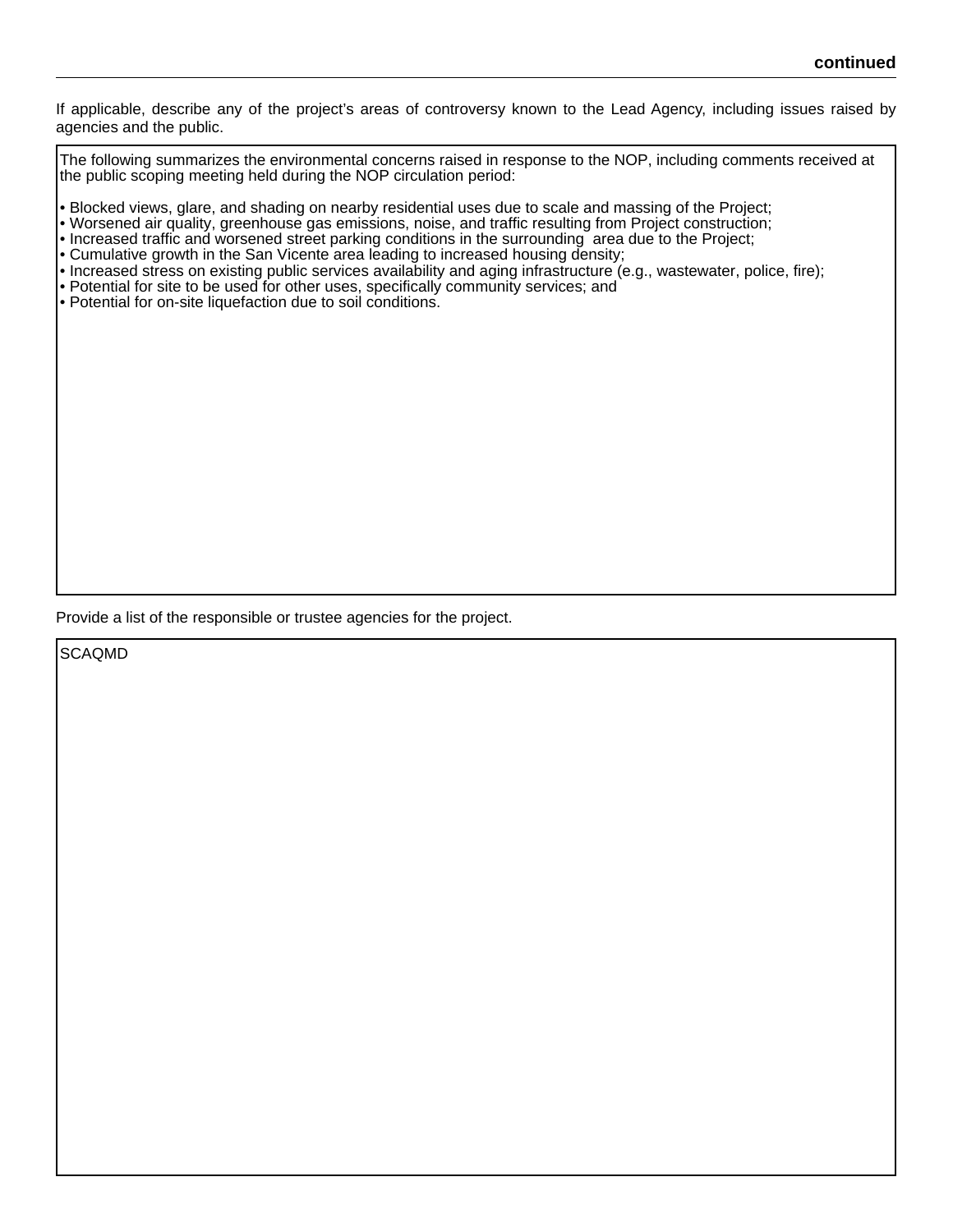**continued**

If applicable, describe any of the project's areas of controversy known to the Lead Agency, including issues raised by agencies and the public.

The following summarizes the environmental concerns raised in response to the NOP, including comments received at the public scoping meeting held during the NOP circulation period:

- Blocked views, glare, and shading on nearby residential uses due to scale and massing of the Project;
- Worsened air quality, greenhouse gas emissions, noise, and traffic resulting from Project construction;
- Increased traffic and worsened street parking conditions in the surrounding area due to the Project;
- Cumulative growth in the San Vicente area leading to increased housing density;
- Increased stress on existing public services availability and aging infrastructure (e.g., wastewater, police, fire);
- Potential for site to be used for other uses, specifically community services; and
- Potential for on-site liquefaction due to soil conditions.

Provide a list of the responsible or trustee agencies for the project.

SCAQMD